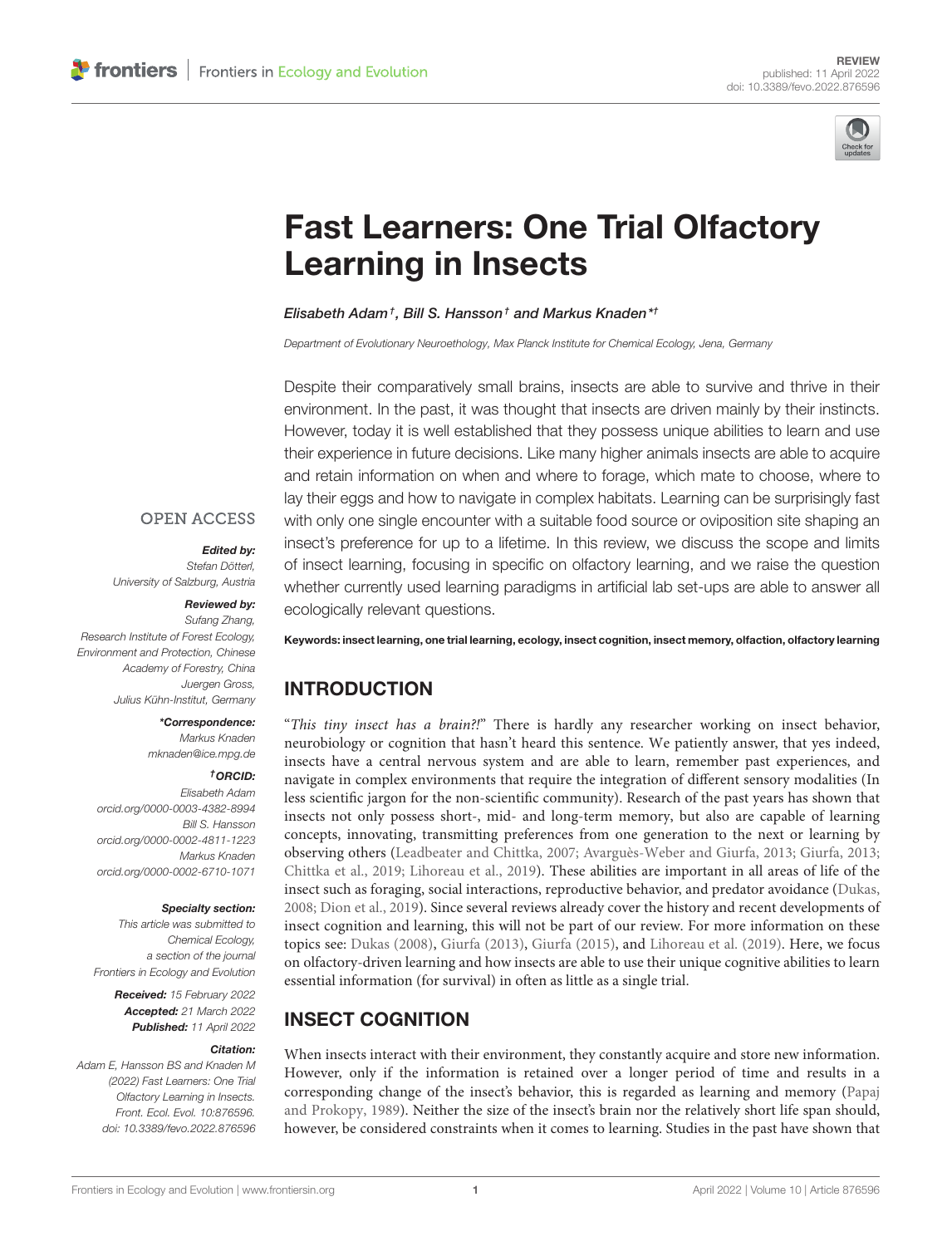REVIEW
published: 11 April 2022
doi: 10.3389/fevo.2022.876596

# Fast Learners: One Trial Olfactory Learning in Insects

*Elisabeth Adam†, Bill S. Hansson† and Markus Knaden\*†*

*Department of Evolutionary Neuroethology, Max Planck Institute for Chemical Ecology, Jena, Germany*

Despite their comparatively small brains, insects are able to survive and thrive in their environment. In the past, it was thought that insects are driven mainly by their instincts. However, today it is well established that they possess unique abilities to learn and use their experience in future decisions. Like many higher animals insects are able to acquire and retain information on when and where to forage, which mate to choose, where to lay their eggs and how to navigate in complex habitats. Learning can be surprisingly fast with only one single encounter with a suitable food source or oviposition site shaping an insect's preference for up to a lifetime. In this review, we discuss the scope and limits of insect learning, focusing in specific on olfactory learning, and we raise the question whether currently used learning paradigms in artificial lab set-ups are able to answer all ecologically relevant questions.

**Keywords: insect learning, one trial learning, ecology, insect cognition, insect memory, olfaction, olfactory learning**

OPEN ACCESS

***Edited by:***
*Stefan Dötterl, University of Salzburg, Austria*

***Reviewed by:***
*Sufang Zhang, Research Institute of Forest Ecology, Environment and Protection, Chinese Academy of Forestry, China*
*Juergen Gross, Julius Kühn-Institut, Germany*

***\*Correspondence:***
*Markus Knaden*
*mknaden@ice.mpg.de*

***†ORCID:***
*Elisabeth Adam orcid.org/0000-0003-4382-8994*
*Bill S. Hansson orcid.org/0000-0002-4811-1223*
*Markus Knaden orcid.org/0000-0002-6710-1071*

***Specialty section:***
*This article was submitted to Chemical Ecology, a section of the journal Frontiers in Ecology and Evolution*

***Received:*** *15 February 2022*
***Accepted:*** *21 March 2022*
***Published:*** *11 April 2022*

***Citation:***
*Adam E, Hansson BS and Knaden M (2022) Fast Learners: One Trial Olfactory Learning in Insects. Front. Ecol. Evol. 10:876596. doi: 10.3389/fevo.2022.876596*

## INTRODUCTION

"*This tiny insect has a brain?!*" There is hardly any researcher working on insect behavior, neurobiology or cognition that hasn't heard this sentence. We patiently answer, that yes indeed, insects have a central nervous system and are able to learn, remember past experiences, and navigate in complex environments that require the integration of different sensory modalities (In less scientific jargon for the non-scientific community). Research of the past years has shown that insects not only possess short-, mid- and long-term memory, but also are capable of learning concepts, innovating, transmitting preferences from one generation to the next or learning by observing others (Leadbeater and Chittka, 2007; Avarguès-Weber and Giurfa, 2013; Giurfa, 2013; Chittka et al., 2019; Lihoreau et al., 2019). These abilities are important in all areas of life of the insect such as foraging, social interactions, reproductive behavior, and predator avoidance (Dukas, 2008; Dion et al., 2019). Since several reviews already cover the history and recent developments of insect cognition and learning, this will not be part of our review. For more information on these topics see: Dukas (2008), Giurfa (2013), Giurfa (2015), and Lihoreau et al. (2019). Here, we focus on olfactory-driven learning and how insects are able to use their unique cognitive abilities to learn essential information (for survival) in often as little as a single trial.

## INSECT COGNITION

When insects interact with their environment, they constantly acquire and store new information. However, only if the information is retained over a longer period of time and results in a corresponding change of the insect's behavior, this is regarded as learning and memory (Papaj and Prokopy, 1989). Neither the size of the insect's brain nor the relatively short life span should, however, be considered constraints when it comes to learning. Studies in the past have shown that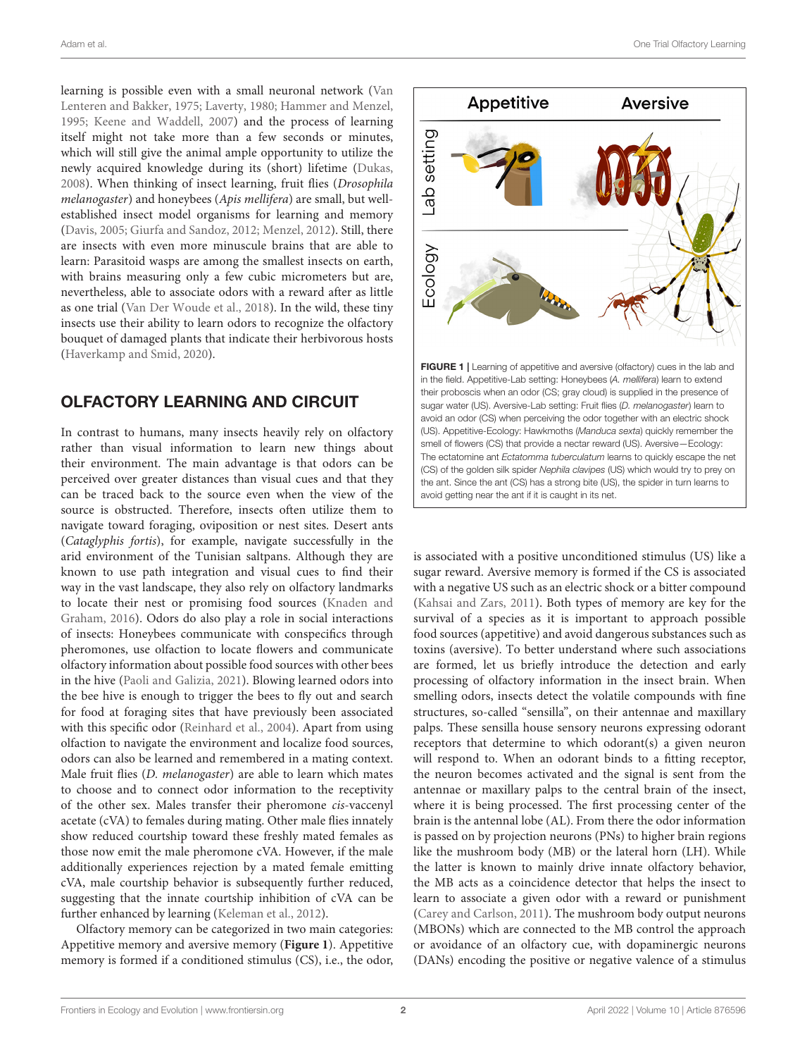learning is possible even with a small neuronal network (Van Lenteren and Bakker, 1975; Laverty, 1980; Hammer and Menzel, 1995; Keene and Waddell, 2007) and the process of learning itself might not take more than a few seconds or minutes, which will still give the animal ample opportunity to utilize the newly acquired knowledge during its (short) lifetime (Dukas, 2008). When thinking of insect learning, fruit flies (*Drosophila melanogaster*) and honeybees (*Apis mellifera*) are small, but well-established insect model organisms for learning and memory (Davis, 2005; Giurfa and Sandoz, 2012; Menzel, 2012). Still, there are insects with even more minuscule brains that are able to learn: Parasitoid wasps are among the smallest insects on earth, with brains measuring only a few cubic micrometers but are, nevertheless, able to associate odors with a reward after as little as one trial (Van Der Woude et al., 2018). In the wild, these tiny insects use their ability to learn odors to recognize the olfactory bouquet of damaged plants that indicate their herbivorous hosts (Haverkamp and Smid, 2020).

## OLFACTORY LEARNING AND CIRCUIT

In contrast to humans, many insects heavily rely on olfactory rather than visual information to learn new things about their environment. The main advantage is that odors can be perceived over greater distances than visual cues and that they can be traced back to the source even when the view of the source is obstructed. Therefore, insects often utilize them to navigate toward foraging, oviposition or nest sites. Desert ants (*Cataglyphis fortis*), for example, navigate successfully in the arid environment of the Tunisian saltpans. Although they are known to use path integration and visual cues to find their way in the vast landscape, they also rely on olfactory landmarks to locate their nest or promising food sources (Knaden and Graham, 2016). Odors do also play a role in social interactions of insects: Honeybees communicate with conspecifics through pheromones, use olfaction to locate flowers and communicate olfactory information about possible food sources with other bees in the hive (Paoli and Galizia, 2021). Blowing learned odors into the bee hive is enough to trigger the bees to fly out and search for food at foraging sites that have previously been associated with this specific odor (Reinhard et al., 2004). Apart from using olfaction to navigate the environment and localize food sources, odors can also be learned and remembered in a mating context. Male fruit flies (*D. melanogaster*) are able to learn which mates to choose and to connect odor information to the receptivity of the other sex. Males transfer their pheromone *cis*-vaccenyl acetate (cVA) to females during mating. Other male flies innately show reduced courtship toward these freshly mated females as those now emit the male pheromone cVA. However, if the male additionally experiences rejection by a mated female emitting cVA, male courtship behavior is subsequently further reduced, suggesting that the innate courtship inhibition of cVA can be further enhanced by learning (Keleman et al., 2012).

Olfactory memory can be categorized in two main categories: Appetitive memory and aversive memory (**Figure 1**). Appetitive memory is formed if a conditioned stimulus (CS), i.e., the odor, is associated with a positive unconditioned stimulus (US) like a sugar reward. Aversive memory is formed if the CS is associated with a negative US such as an electric shock or a bitter compound (Kahsai and Zars, 2011). Both types of memory are key for the survival of a species as it is important to approach possible food sources (appetitive) and avoid dangerous substances such as toxins (aversive). To better understand where such associations are formed, let us briefly introduce the detection and early processing of olfactory information in the insect brain. When smelling odors, insects detect the volatile compounds with fine structures, so-called "sensilla", on their antennae and maxillary palps. These sensilla house sensory neurons expressing odorant receptors that determine to which odorant(s) a given neuron will respond to. When an odorant binds to a fitting receptor, the neuron becomes activated and the signal is sent from the antennae or maxillary palps to the central brain of the insect, where it is being processed. The first processing center of the brain is the antennal lobe (AL). From there the odor information is passed on by projection neurons (PNs) to higher brain regions like the mushroom body (MB) or the lateral horn (LH). While the latter is known to mainly drive innate olfactory behavior, the MB acts as a coincidence detector that helps the insect to learn to associate a given odor with a reward or punishment (Carey and Carlson, 2011). The mushroom body output neurons (MBONs) which are connected to the MB control the approach or avoidance of an olfactory cue, with dopaminergic neurons (DANs) encoding the positive or negative valence of a stimulus

**FIGURE 1** | Learning of appetitive and aversive (olfactory) cues in the lab and in the field. Appetitive-Lab setting: Honeybees (*A. mellifera*) learn to extend their proboscis when an odor (CS; gray cloud) is supplied in the presence of sugar water (US). Aversive-Lab setting: Fruit flies (*D. melanogaster*) learn to avoid an odor (CS) when perceiving the odor together with an electric shock (US). Appetitive-Ecology: Hawkmoths (*Manduca sexta*) quickly remember the smell of flowers (CS) that provide a nectar reward (US). Aversive—Ecology: The ectatomine ant *Ectatomma tuberculatum* learns to quickly escape the net (CS) of the golden silk spider *Nephila clavipes* (US) which would try to prey on the ant. Since the ant (CS) has a strong bite (US), the spider in turn learns to avoid getting near the ant if it is caught in its net.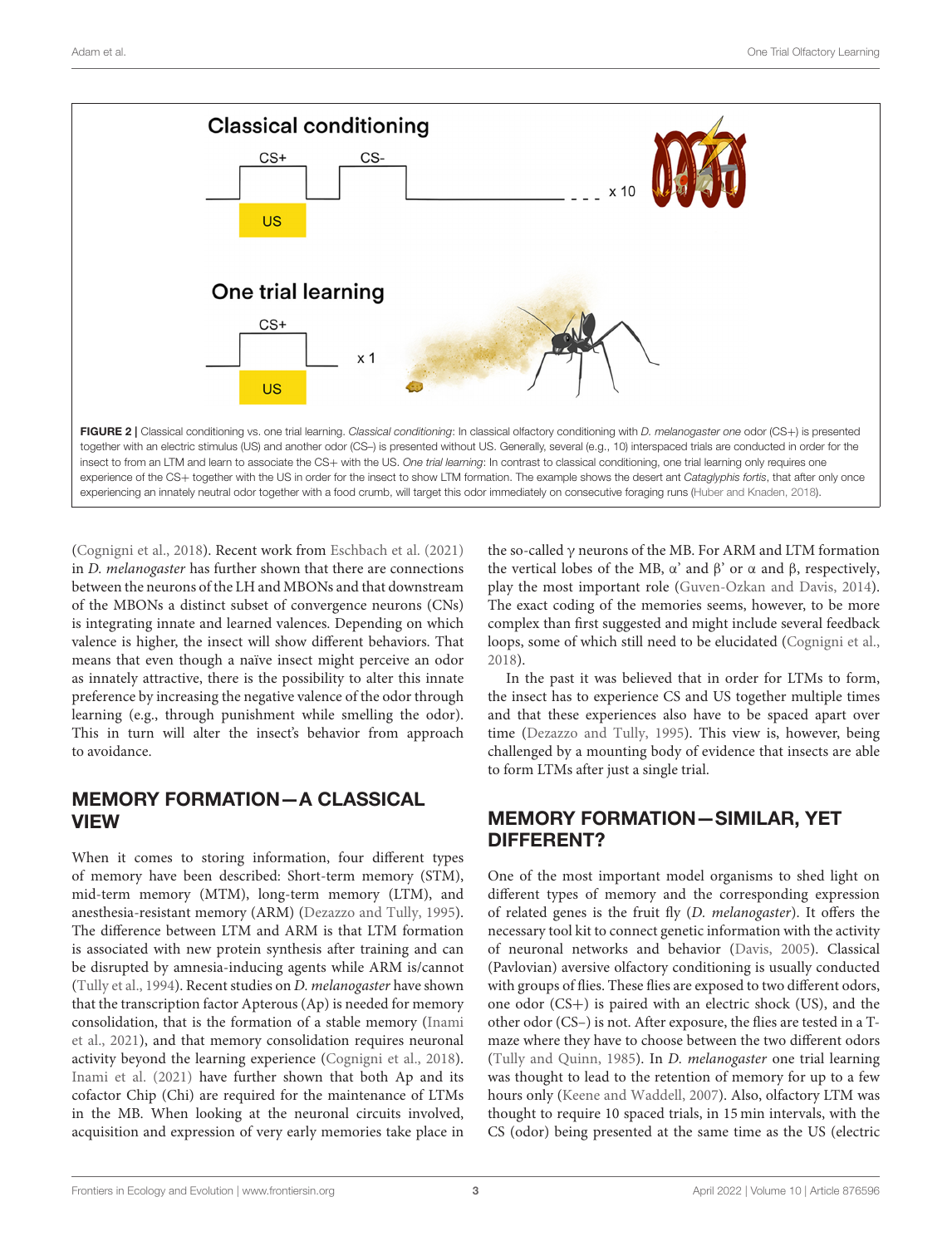**FIGURE 2 |** Classical conditioning vs. one trial learning. *Classical conditioning*: In classical olfactory conditioning with *D. melanogaster one* odor (CS+) is presented together with an electric stimulus (US) and another odor (CS–) is presented without US. Generally, several (e.g., 10) interspaced trials are conducted in order for the insect to from an LTM and learn to associate the CS+ with the US. *One trial learning*: In contrast to classical conditioning, one trial learning only requires one experience of the CS+ together with the US in order for the insect to show LTM formation. The example shows the desert ant *Cataglyphis fortis*, that after only once experiencing an innately neutral odor together with a food crumb, will target this odor immediately on consecutive foraging runs (Huber and Knaden, 2018).

(Cognigni et al., 2018). Recent work from Eschbach et al. (2021) in *D. melanogaster* has further shown that there are connections between the neurons of the LH and MBONs and that downstream of the MBONs a distinct subset of convergence neurons (CNs) is integrating innate and learned valences. Depending on which valence is higher, the insect will show different behaviors. That means that even though a naïve insect might perceive an odor as innately attractive, there is the possibility to alter this innate preference by increasing the negative valence of the odor through learning (e.g., through punishment while smelling the odor). This in turn will alter the insect's behavior from approach to avoidance.

## MEMORY FORMATION—A CLASSICAL VIEW

When it comes to storing information, four different types of memory have been described: Short-term memory (STM), mid-term memory (MTM), long-term memory (LTM), and anesthesia-resistant memory (ARM) (Dezazzo and Tully, 1995). The difference between LTM and ARM is that LTM formation is associated with new protein synthesis after training and can be disrupted by amnesia-inducing agents while ARM is/cannot (Tully et al., 1994). Recent studies on *D. melanogaster* have shown that the transcription factor Apterous (Ap) is needed for memory consolidation, that is the formation of a stable memory (Inami et al., 2021), and that memory consolidation requires neuronal activity beyond the learning experience (Cognigni et al., 2018). Inami et al. (2021) have further shown that both Ap and its cofactor Chip (Chi) are required for the maintenance of LTMs in the MB. When looking at the neuronal circuits involved, acquisition and expression of very early memories take place in the so-called γ neurons of the MB. For ARM and LTM formation the vertical lobes of the MB, α' and β' or α and β, respectively, play the most important role (Guven-Ozkan and Davis, 2014). The exact coding of the memories seems, however, to be more complex than first suggested and might include several feedback loops, some of which still need to be elucidated (Cognigni et al., 2018).

In the past it was believed that in order for LTMs to form, the insect has to experience CS and US together multiple times and that these experiences also have to be spaced apart over time (Dezazzo and Tully, 1995). This view is, however, being challenged by a mounting body of evidence that insects are able to form LTMs after just a single trial.

## MEMORY FORMATION—SIMILAR, YET DIFFERENT?

One of the most important model organisms to shed light on different types of memory and the corresponding expression of related genes is the fruit fly (*D. melanogaster*). It offers the necessary tool kit to connect genetic information with the activity of neuronal networks and behavior (Davis, 2005). Classical (Pavlovian) aversive olfactory conditioning is usually conducted with groups of flies. These flies are exposed to two different odors, one odor (CS+) is paired with an electric shock (US), and the other odor (CS–) is not. After exposure, the flies are tested in a T-maze where they have to choose between the two different odors (Tully and Quinn, 1985). In *D. melanogaster* one trial learning was thought to lead to the retention of memory for up to a few hours only (Keene and Waddell, 2007). Also, olfactory LTM was thought to require 10 spaced trials, in 15 min intervals, with the CS (odor) being presented at the same time as the US (electric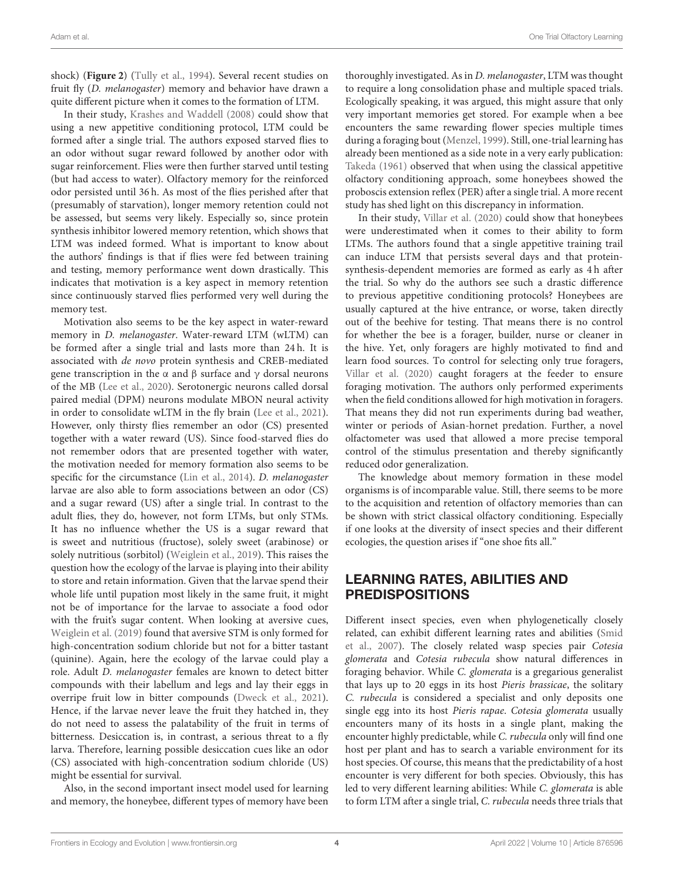shock) (**Figure 2**) (Tully et al., 1994). Several recent studies on fruit fly (*D. melanogaster*) memory and behavior have drawn a quite different picture when it comes to the formation of LTM.

In their study, Krashes and Waddell (2008) could show that using a new appetitive conditioning protocol, LTM could be formed after a single trial. The authors exposed starved flies to an odor without sugar reward followed by another odor with sugar reinforcement. Flies were then further starved until testing (but had access to water). Olfactory memory for the reinforced odor persisted until 36 h. As most of the flies perished after that (presumably of starvation), longer memory retention could not be assessed, but seems very likely. Especially so, since protein synthesis inhibitor lowered memory retention, which shows that LTM was indeed formed. What is important to know about the authors' findings is that if flies were fed between training and testing, memory performance went down drastically. This indicates that motivation is a key aspect in memory retention since continuously starved flies performed very well during the memory test.

Motivation also seems to be the key aspect in water-reward memory in *D. melanogaster*. Water-reward LTM (wLTM) can be formed after a single trial and lasts more than 24 h. It is associated with *de novo* protein synthesis and CREB-mediated gene transcription in the α and β surface and γ dorsal neurons of the MB (Lee et al., 2020). Serotonergic neurons called dorsal paired medial (DPM) neurons modulate MBON neural activity in order to consolidate wLTM in the fly brain (Lee et al., 2021). However, only thirsty flies remember an odor (CS) presented together with a water reward (US). Since food-starved flies do not remember odors that are presented together with water, the motivation needed for memory formation also seems to be specific for the circumstance (Lin et al., 2014). *D. melanogaster* larvae are also able to form associations between an odor (CS) and a sugar reward (US) after a single trial. In contrast to the adult flies, they do, however, not form LTMs, but only STMs. It has no influence whether the US is a sugar reward that is sweet and nutritious (fructose), solely sweet (arabinose) or solely nutritious (sorbitol) (Weiglein et al., 2019). This raises the question how the ecology of the larvae is playing into their ability to store and retain information. Given that the larvae spend their whole life until pupation most likely in the same fruit, it might not be of importance for the larvae to associate a food odor with the fruit's sugar content. When looking at aversive cues, Weiglein et al. (2019) found that aversive STM is only formed for high-concentration sodium chloride but not for a bitter tastant (quinine). Again, here the ecology of the larvae could play a role. Adult *D. melanogaster* females are known to detect bitter compounds with their labellum and legs and lay their eggs in overripe fruit low in bitter compounds (Dweck et al., 2021). Hence, if the larvae never leave the fruit they hatched in, they do not need to assess the palatability of the fruit in terms of bitterness. Desiccation is, in contrast, a serious threat to a fly larva. Therefore, learning possible desiccation cues like an odor (CS) associated with high-concentration sodium chloride (US) might be essential for survival.

Also, in the second important insect model used for learning and memory, the honeybee, different types of memory have been thoroughly investigated. As in *D. melanogaster*, LTM was thought to require a long consolidation phase and multiple spaced trials. Ecologically speaking, it was argued, this might assure that only very important memories get stored. For example when a bee encounters the same rewarding flower species multiple times during a foraging bout (Menzel, 1999). Still, one-trial learning has already been mentioned as a side note in a very early publication: Takeda (1961) observed that when using the classical appetitive olfactory conditioning approach, some honeybees showed the proboscis extension reflex (PER) after a single trial. A more recent study has shed light on this discrepancy in information.

In their study, Villar et al. (2020) could show that honeybees were underestimated when it comes to their ability to form LTMs. The authors found that a single appetitive training trail can induce LTM that persists several days and that protein-synthesis-dependent memories are formed as early as 4 h after the trial. So why do the authors see such a drastic difference to previous appetitive conditioning protocols? Honeybees are usually captured at the hive entrance, or worse, taken directly out of the beehive for testing. That means there is no control for whether the bee is a forager, builder, nurse or cleaner in the hive. Yet, only foragers are highly motivated to find and learn food sources. To control for selecting only true foragers, Villar et al. (2020) caught foragers at the feeder to ensure foraging motivation. The authors only performed experiments when the field conditions allowed for high motivation in foragers. That means they did not run experiments during bad weather, winter or periods of Asian-hornet predation. Further, a novel olfactometer was used that allowed a more precise temporal control of the stimulus presentation and thereby significantly reduced odor generalization.

The knowledge about memory formation in these model organisms is of incomparable value. Still, there seems to be more to the acquisition and retention of olfactory memories than can be shown with strict classical olfactory conditioning. Especially if one looks at the diversity of insect species and their different ecologies, the question arises if "one shoe fits all."

## LEARNING RATES, ABILITIES AND PREDISPOSITIONS

Different insect species, even when phylogenetically closely related, can exhibit different learning rates and abilities (Smid et al., 2007). The closely related wasp species pair *Cotesia glomerata* and *Cotesia rubecula* show natural differences in foraging behavior. While *C. glomerata* is a gregarious generalist that lays up to 20 eggs in its host *Pieris brassicae*, the solitary *C. rubecula* is considered a specialist and only deposits one single egg into its host *Pieris rapae*. *Cotesia glomerata* usually encounters many of its hosts in a single plant, making the encounter highly predictable, while *C. rubecula* only will find one host per plant and has to search a variable environment for its host species. Of course, this means that the predictability of a host encounter is very different for both species. Obviously, this has led to very different learning abilities: While *C. glomerata* is able to form LTM after a single trial, *C. rubecula* needs three trials that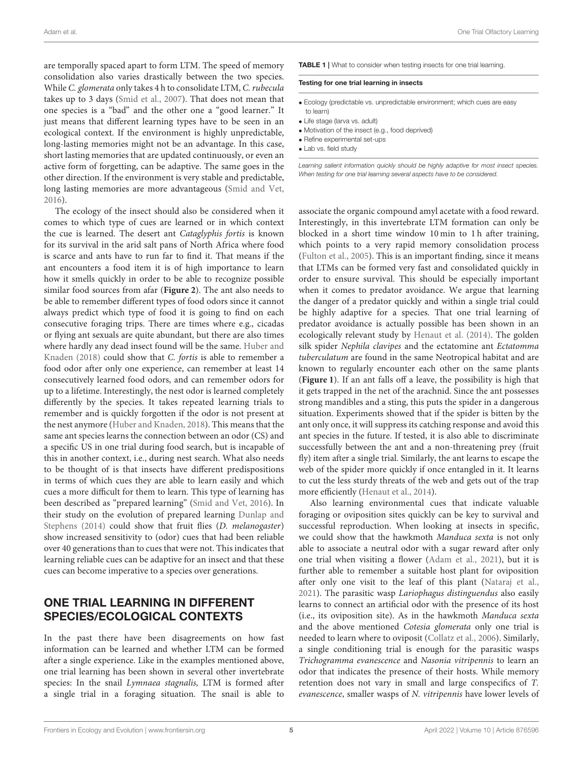are temporally spaced apart to form LTM. The speed of memory consolidation also varies drastically between the two species. While *C. glomerata* only takes 4 h to consolidate LTM, *C. rubecula* takes up to 3 days (Smid et al., 2007). That does not mean that one species is a "bad" and the other one a "good learner." It just means that different learning types have to be seen in an ecological context. If the environment is highly unpredictable, long-lasting memories might not be an advantage. In this case, short lasting memories that are updated continuously, or even an active form of forgetting, can be adaptive. The same goes in the other direction. If the environment is very stable and predictable, long lasting memories are more advantageous (Smid and Vet, 2016).

The ecology of the insect should also be considered when it comes to which type of cues are learned or in which context the cue is learned. The desert ant *Cataglyphis fortis* is known for its survival in the arid salt pans of North Africa where food is scarce and ants have to run far to find it. That means if the ant encounters a food item it is of high importance to learn how it smells quickly in order to be able to recognize possible similar food sources from afar (**Figure 2**). The ant also needs to be able to remember different types of food odors since it cannot always predict which type of food it is going to find on each consecutive foraging trips. There are times where e.g., cicadas or flying ant sexuals are quite abundant, but there are also times where hardly any dead insect found will be the same. Huber and Knaden (2018) could show that *C. fortis* is able to remember a food odor after only one experience, can remember at least 14 consecutively learned food odors, and can remember odors for up to a lifetime. Interestingly, the nest odor is learned completely differently by the species. It takes repeated learning trials to remember and is quickly forgotten if the odor is not present at the nest anymore (Huber and Knaden, 2018). This means that the same ant species learns the connection between an odor (CS) and a specific US in one trial during food search, but is incapable of this in another context, i.e., during nest search. What also needs to be thought of is that insects have different predispositions in terms of which cues they are able to learn easily and which cues a more difficult for them to learn. This type of learning has been described as "prepared learning" (Smid and Vet, 2016). In their study on the evolution of prepared learning Dunlap and Stephens (2014) could show that fruit flies (*D. melanogaster*) show increased sensitivity to (odor) cues that had been reliable over 40 generations than to cues that were not. This indicates that learning reliable cues can be adaptive for an insect and that these cues can become imperative to a species over generations.

## ONE TRIAL LEARNING IN DIFFERENT SPECIES/ECOLOGICAL CONTEXTS

In the past there have been disagreements on how fast information can be learned and whether LTM can be formed after a single experience. Like in the examples mentioned above, one trial learning has been shown in several other invertebrate species: In the snail *Lymnaea stagnalis,* LTM is formed after a single trial in a foraging situation. The snail is able to associate the organic compound amyl acetate with a food reward. Interestingly, in this invertebrate LTM formation can only be blocked in a short time window 10 min to 1 h after training, which points to a very rapid memory consolidation process (Fulton et al., 2005). This is an important finding, since it means that LTMs can be formed very fast and consolidated quickly in order to ensure survival. This should be especially important when it comes to predator avoidance. We argue that learning the danger of a predator quickly and within a single trial could be highly adaptive for a species. That one trial learning of predator avoidance is actually possible has been shown in an ecologically relevant study by Henaut et al. (2014). The golden silk spider *Nephila clavipes* and the ectatomine ant *Ectatomma tuberculatum* are found in the same Neotropical habitat and are known to regularly encounter each other on the same plants (**Figure 1**). If an ant falls off a leave, the possibility is high that it gets trapped in the net of the arachnid. Since the ant possesses strong mandibles and a sting, this puts the spider in a dangerous situation. Experiments showed that if the spider is bitten by the ant only once, it will suppress its catching response and avoid this ant species in the future. If tested, it is also able to discriminate successfully between the ant and a non-threatening prey (fruit fly) item after a single trial. Similarly, the ant learns to escape the web of the spider more quickly if once entangled in it. It learns to cut the less sturdy threats of the web and gets out of the trap more efficiently (Henaut et al., 2014).

Also learning environmental cues that indicate valuable foraging or oviposition sites quickly can be key to survival and successful reproduction. When looking at insects in specific, we could show that the hawkmoth *Manduca sexta* is not only able to associate a neutral odor with a sugar reward after only one trial when visiting a flower (Adam et al., 2021), but it is further able to remember a suitable host plant for oviposition after only one visit to the leaf of this plant (Nataraj et al., 2021). The parasitic wasp *Lariophagus distinguendus* also easily learns to connect an artificial odor with the presence of its host (i.e., its oviposition site). As in the hawkmoth *Manduca sexta* and the above mentioned *Cotesia glomerata* only one trial is needed to learn where to oviposit (Collatz et al., 2006). Similarly, a single conditioning trial is enough for the parasitic wasps *Trichogramma evanescence* and *Nasonia vitripennis* to learn an odor that indicates the presence of their hosts. While memory retention does not vary in small and large conspecifics of *T. evanescence*, smaller wasps of *N. vitripennis* have lower levels of

**TABLE 1** | What to consider when testing insects for one trial learning.

| Testing for one trial learning in insects |
|---|
| • Ecology (predictable vs. unpredictable environment; which cues are easy to learn)<br>• Life stage (larva vs. adult)<br>• Motivation of the insect (e.g., food deprived)<br>• Refine experimental set-ups<br>• Lab vs. field study |

*Learning salient information quickly should be highly adaptive for most insect species. When testing for one trial learning several aspects have to be considered.*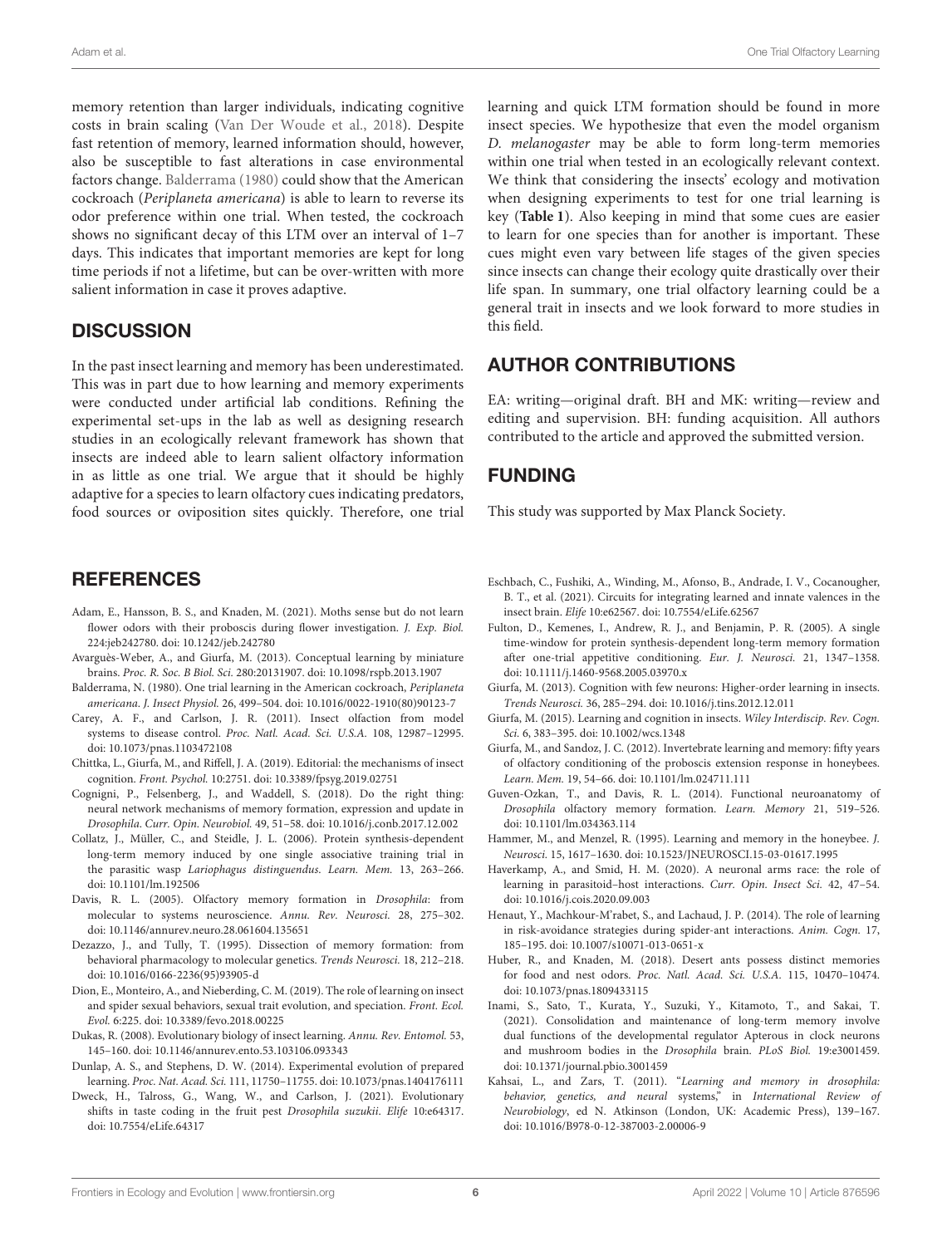memory retention than larger individuals, indicating cognitive costs in brain scaling (Van Der Woude et al., 2018). Despite fast retention of memory, learned information should, however, also be susceptible to fast alterations in case environmental factors change. Balderrama (1980) could show that the American cockroach (*Periplaneta americana*) is able to learn to reverse its odor preference within one trial. When tested, the cockroach shows no significant decay of this LTM over an interval of 1–7 days. This indicates that important memories are kept for long time periods if not a lifetime, but can be over-written with more salient information in case it proves adaptive.

## DISCUSSION

In the past insect learning and memory has been underestimated. This was in part due to how learning and memory experiments were conducted under artificial lab conditions. Refining the experimental set-ups in the lab as well as designing research studies in an ecologically relevant framework has shown that insects are indeed able to learn salient olfactory information in as little as one trial. We argue that it should be highly adaptive for a species to learn olfactory cues indicating predators, food sources or oviposition sites quickly. Therefore, one trial learning and quick LTM formation should be found in more insect species. We hypothesize that even the model organism *D. melanogaster* may be able to form long-term memories within one trial when tested in an ecologically relevant context. We think that considering the insects' ecology and motivation when designing experiments to test for one trial learning is key (**Table 1**). Also keeping in mind that some cues are easier to learn for one species than for another is important. These cues might even vary between life stages of the given species since insects can change their ecology quite drastically over their life span. In summary, one trial olfactory learning could be a general trait in insects and we look forward to more studies in this field.

## AUTHOR CONTRIBUTIONS

EA: writing—original draft. BH and MK: writing—review and editing and supervision. BH: funding acquisition. All authors contributed to the article and approved the submitted version.

## FUNDING

This study was supported by Max Planck Society.

## REFERENCES

Adam, E., Hansson, B. S., and Knaden, M. (2021). Moths sense but do not learn flower odors with their proboscis during flower investigation. *J. Exp. Biol.* 224:jeb242780. doi: 10.1242/jeb.242780

Avarguès-Weber, A., and Giurfa, M. (2013). Conceptual learning by miniature brains. *Proc. R. Soc. B Biol. Sci.* 280:20131907. doi: 10.1098/rspb.2013.1907

Balderrama, N. (1980). One trial learning in the American cockroach, *Periplaneta americana*. *J. Insect Physiol.* 26, 499–504. doi: 10.1016/0022-1910(80)90123-7

Carey, A. F., and Carlson, J. R. (2011). Insect olfaction from model systems to disease control. *Proc. Natl. Acad. Sci. U.S.A.* 108, 12987–12995. doi: 10.1073/pnas.1103472108

Chittka, L., Giurfa, M., and Riffell, J. A. (2019). Editorial: the mechanisms of insect cognition. *Front. Psychol.* 10:2751. doi: 10.3389/fpsyg.2019.02751

Cognigni, P., Felsenberg, J., and Waddell, S. (2018). Do the right thing: neural network mechanisms of memory formation, expression and update in *Drosophila*. *Curr. Opin. Neurobiol.* 49, 51–58. doi: 10.1016/j.conb.2017.12.002

Collatz, J., Müller, C., and Steidle, J. L. (2006). Protein synthesis-dependent long-term memory induced by one single associative training trial in the parasitic wasp *Lariophagus distinguendus*. *Learn. Mem.* 13, 263–266. doi: 10.1101/lm.192506

Davis, R. L. (2005). Olfactory memory formation in *Drosophila*: from molecular to systems neuroscience. *Annu. Rev. Neurosci.* 28, 275–302. doi: 10.1146/annurev.neuro.28.061604.135651

Dezazzo, J., and Tully, T. (1995). Dissection of memory formation: from behavioral pharmacology to molecular genetics. *Trends Neurosci.* 18, 212–218. doi: 10.1016/0166-2236(95)93905-d

Dion, E., Monteiro, A., and Nieberding, C. M. (2019). The role of learning on insect and spider sexual behaviors, sexual trait evolution, and speciation. *Front. Ecol. Evol.* 6:225. doi: 10.3389/fevo.2018.00225

Dukas, R. (2008). Evolutionary biology of insect learning. *Annu. Rev. Entomol.* 53, 145–160. doi: 10.1146/annurev.ento.53.103106.093343

Dunlap, A. S., and Stephens, D. W. (2014). Experimental evolution of prepared learning. *Proc. Nat. Acad. Sci.* 111, 11750–11755. doi: 10.1073/pnas.1404176111

Dweck, H., Talross, G., Wang, W., and Carlson, J. (2021). Evolutionary shifts in taste coding in the fruit pest *Drosophila suzukii*. *Elife* 10:e64317. doi: 10.7554/eLife.64317

Eschbach, C., Fushiki, A., Winding, M., Afonso, B., Andrade, I. V., Cocanougher, B. T., et al. (2021). Circuits for integrating learned and innate valences in the insect brain. *Elife* 10:e62567. doi: 10.7554/eLife.62567

Fulton, D., Kemenes, I., Andrew, R. J., and Benjamin, P. R. (2005). A single time-window for protein synthesis-dependent long-term memory formation after one-trial appetitive conditioning. *Eur. J. Neurosci.* 21, 1347–1358. doi: 10.1111/j.1460-9568.2005.03970.x

Giurfa, M. (2013). Cognition with few neurons: Higher-order learning in insects. *Trends Neurosci.* 36, 285–294. doi: 10.1016/j.tins.2012.12.011

Giurfa, M. (2015). Learning and cognition in insects. *Wiley Interdiscip. Rev. Cogn. Sci.* 6, 383–395. doi: 10.1002/wcs.1348

Giurfa, M., and Sandoz, J. C. (2012). Invertebrate learning and memory: fifty years of olfactory conditioning of the proboscis extension response in honeybees. *Learn. Mem.* 19, 54–66. doi: 10.1101/lm.024711.111

Guven-Ozkan, T., and Davis, R. L. (2014). Functional neuroanatomy of *Drosophila* olfactory memory formation. *Learn. Memory* 21, 519–526. doi: 10.1101/lm.034363.114

Hammer, M., and Menzel, R. (1995). Learning and memory in the honeybee. *J. Neurosci.* 15, 1617–1630. doi: 10.1523/JNEUROSCI.15-03-01617.1995

Haverkamp, A., and Smid, H. M. (2020). A neuronal arms race: the role of learning in parasitoid–host interactions. *Curr. Opin. Insect Sci.* 42, 47–54. doi: 10.1016/j.cois.2020.09.003

Henaut, Y., Machkour-M'rabet, S., and Lachaud, J. P. (2014). The role of learning in risk-avoidance strategies during spider-ant interactions. *Anim. Cogn.* 17, 185–195. doi: 10.1007/s10071-013-0651-x

Huber, R., and Knaden, M. (2018). Desert ants possess distinct memories for food and nest odors. *Proc. Natl. Acad. Sci. U.S.A.* 115, 10470–10474. doi: 10.1073/pnas.1809433115

Inami, S., Sato, T., Kurata, Y., Suzuki, Y., Kitamoto, T., and Sakai, T. (2021). Consolidation and maintenance of long-term memory involve dual functions of the developmental regulator Apterous in clock neurons and mushroom bodies in the *Drosophila* brain. *PLoS Biol.* 19:e3001459. doi: 10.1371/journal.pbio.3001459

Kahsai, L., and Zars, T. (2011). "*Learning and memory in drosophila: behavior, genetics, and neural* systems," in *International Review of Neurobiology*, ed N. Atkinson (London, UK: Academic Press), 139–167. doi: 10.1016/B978-0-12-387003-2.00006-9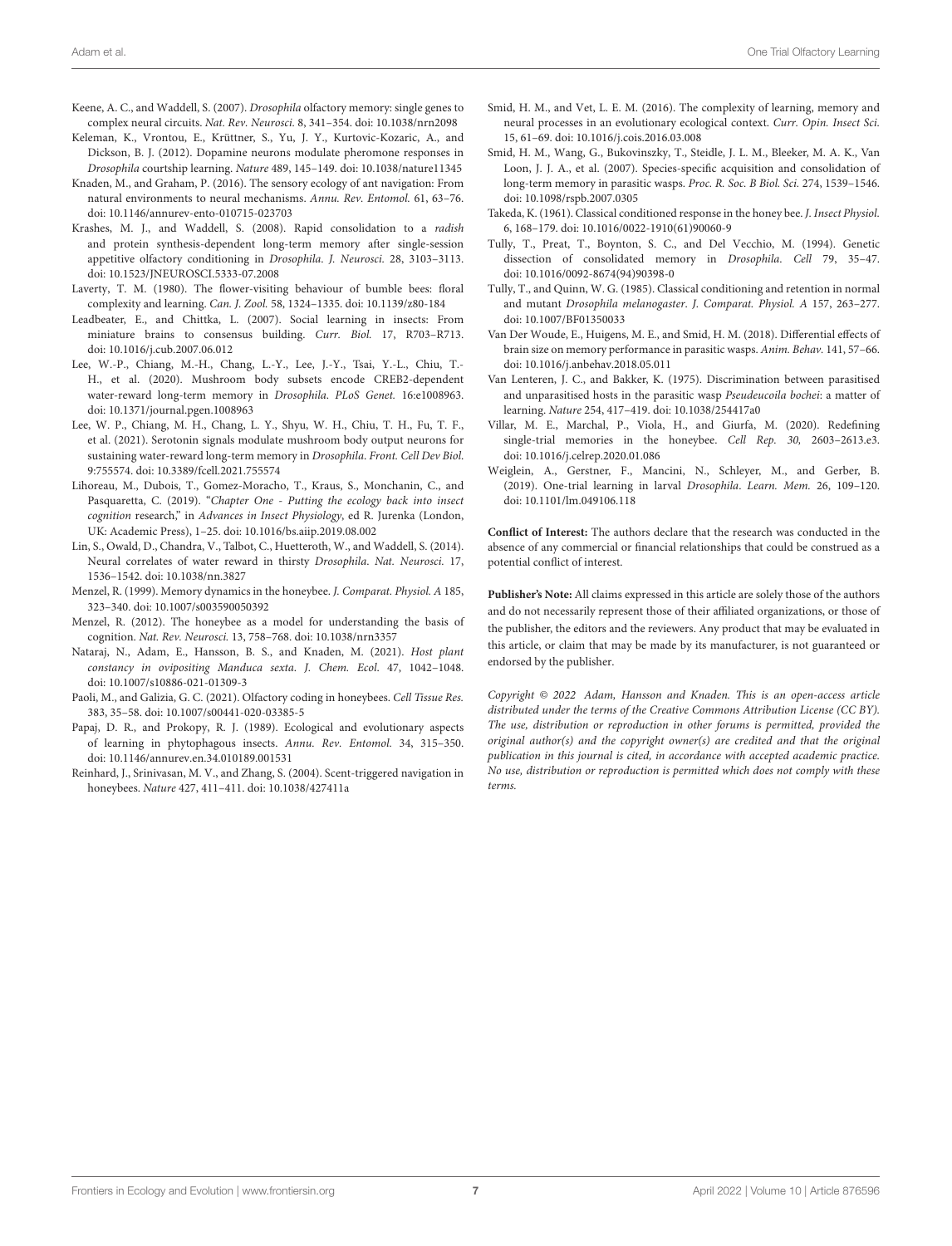Keene, A. C., and Waddell, S. (2007). *Drosophila* olfactory memory: single genes to complex neural circuits. *Nat. Rev. Neurosci.* 8, 341–354. doi: 10.1038/nrn2098

Keleman, K., Vrontou, E., Krüttner, S., Yu, J. Y., Kurtovic-Kozaric, A., and Dickson, B. J. (2012). Dopamine neurons modulate pheromone responses in *Drosophila* courtship learning. *Nature* 489, 145–149. doi: 10.1038/nature11345

Knaden, M., and Graham, P. (2016). The sensory ecology of ant navigation: From natural environments to neural mechanisms. *Annu. Rev. Entomol.* 61, 63–76. doi: 10.1146/annurev-ento-010715-023703

Krashes, M. J., and Waddell, S. (2008). Rapid consolidation to a *radish* and protein synthesis-dependent long-term memory after single-session appetitive olfactory conditioning in *Drosophila*. *J. Neurosci.* 28, 3103–3113. doi: 10.1523/JNEUROSCI.5333-07.2008

Laverty, T. M. (1980). The flower-visiting behaviour of bumble bees: floral complexity and learning. *Can. J. Zool.* 58, 1324–1335. doi: 10.1139/z80-184

Leadbeater, E., and Chittka, L. (2007). Social learning in insects: From miniature brains to consensus building. *Curr. Biol.* 17, R703–R713. doi: 10.1016/j.cub.2007.06.012

Lee, W.-P., Chiang, M.-H., Chang, L.-Y., Lee, J.-Y., Tsai, Y.-L., Chiu, T.-H., et al. (2020). Mushroom body subsets encode CREB2-dependent water-reward long-term memory in *Drosophila*. *PLoS Genet.* 16:e1008963. doi: 10.1371/journal.pgen.1008963

Lee, W. P., Chiang, M. H., Chang, L. Y., Shyu, W. H., Chiu, T. H., Fu, T. F., et al. (2021). Serotonin signals modulate mushroom body output neurons for sustaining water-reward long-term memory in *Drosophila*. *Front. Cell Dev Biol.* 9:755574. doi: 10.3389/fcell.2021.755574

Lihoreau, M., Dubois, T., Gomez-Moracho, T., Kraus, S., Monchanin, C., and Pasquaretta, C. (2019). "*Chapter One - Putting the ecology back into insect cognition* research," in *Advances in Insect Physiology*, ed R. Jurenka (London, UK: Academic Press), 1–25. doi: 10.1016/bs.aiip.2019.08.002

Lin, S., Owald, D., Chandra, V., Talbot, C., Huetteroth, W., and Waddell, S. (2014). Neural correlates of water reward in thirsty *Drosophila*. *Nat. Neurosci.* 17, 1536–1542. doi: 10.1038/nn.3827

Menzel, R. (1999). Memory dynamics in the honeybee. *J. Comparat. Physiol. A* 185, 323–340. doi: 10.1007/s003590050392

Menzel, R. (2012). The honeybee as a model for understanding the basis of cognition. *Nat. Rev. Neurosci.* 13, 758–768. doi: 10.1038/nrn3357

Nataraj, N., Adam, E., Hansson, B. S., and Knaden, M. (2021). *Host plant constancy in ovipositing Manduca sexta*. *J. Chem. Ecol.* 47, 1042–1048. doi: 10.1007/s10886-021-01309-3

Paoli, M., and Galizia, G. C. (2021). Olfactory coding in honeybees. *Cell Tissue Res.* 383, 35–58. doi: 10.1007/s00441-020-03385-5

Papaj, D. R., and Prokopy, R. J. (1989). Ecological and evolutionary aspects of learning in phytophagous insects. *Annu. Rev. Entomol.* 34, 315–350. doi: 10.1146/annurev.en.34.010189.001531

Reinhard, J., Srinivasan, M. V., and Zhang, S. (2004). Scent-triggered navigation in honeybees. *Nature* 427, 411–411. doi: 10.1038/427411a

Smid, H. M., and Vet, L. E. M. (2016). The complexity of learning, memory and neural processes in an evolutionary ecological context. *Curr. Opin. Insect Sci.* 15, 61–69. doi: 10.1016/j.cois.2016.03.008

Smid, H. M., Wang, G., Bukovinszky, T., Steidle, J. L. M., Bleeker, M. A. K., Van Loon, J. J. A., et al. (2007). Species-specific acquisition and consolidation of long-term memory in parasitic wasps. *Proc. R. Soc. B Biol. Sci.* 274, 1539–1546. doi: 10.1098/rspb.2007.0305

Takeda, K. (1961). Classical conditioned response in the honey bee. *J. Insect Physiol.* 6, 168–179. doi: 10.1016/0022-1910(61)90060-9

Tully, T., Preat, T., Boynton, S. C., and Del Vecchio, M. (1994). Genetic dissection of consolidated memory in *Drosophila*. *Cell* 79, 35–47. doi: 10.1016/0092-8674(94)90398-0

Tully, T., and Quinn, W. G. (1985). Classical conditioning and retention in normal and mutant *Drosophila melanogaster*. *J. Comparat. Physiol. A* 157, 263–277. doi: 10.1007/BF01350033

Van Der Woude, E., Huigens, M. E., and Smid, H. M. (2018). Differential effects of brain size on memory performance in parasitic wasps. *Anim. Behav.* 141, 57–66. doi: 10.1016/j.anbehav.2018.05.011

Van Lenteren, J. C., and Bakker, K. (1975). Discrimination between parasitised and unparasitised hosts in the parasitic wasp *Pseudeucoila bochei*: a matter of learning. *Nature* 254, 417–419. doi: 10.1038/254417a0

Villar, M. E., Marchal, P., Viola, H., and Giurfa, M. (2020). Redefining single-trial memories in the honeybee. *Cell Rep. 30,* 2603–2613.e3. doi: 10.1016/j.celrep.2020.01.086

Weiglein, A., Gerstner, F., Mancini, N., Schleyer, M., and Gerber, B. (2019). One-trial learning in larval *Drosophila*. *Learn. Mem.* 26, 109–120. doi: 10.1101/lm.049106.118

**Conflict of Interest:** The authors declare that the research was conducted in the absence of any commercial or financial relationships that could be construed as a potential conflict of interest.

**Publisher's Note:** All claims expressed in this article are solely those of the authors and do not necessarily represent those of their affiliated organizations, or those of the publisher, the editors and the reviewers. Any product that may be evaluated in this article, or claim that may be made by its manufacturer, is not guaranteed or endorsed by the publisher.

*Copyright © 2022 Adam, Hansson and Knaden. This is an open-access article distributed under the terms of the Creative Commons Attribution License (CC BY). The use, distribution or reproduction in other forums is permitted, provided the original author(s) and the copyright owner(s) are credited and that the original publication in this journal is cited, in accordance with accepted academic practice. No use, distribution or reproduction is permitted which does not comply with these terms.*